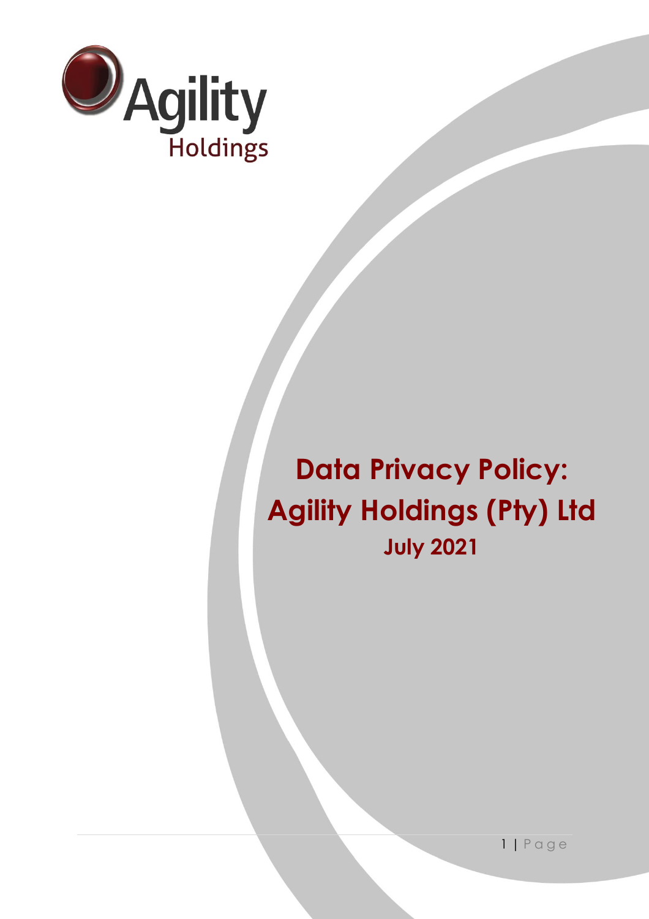# Data Privacy Policy: Agility Holdings (Pty) Ltd

**July 2021**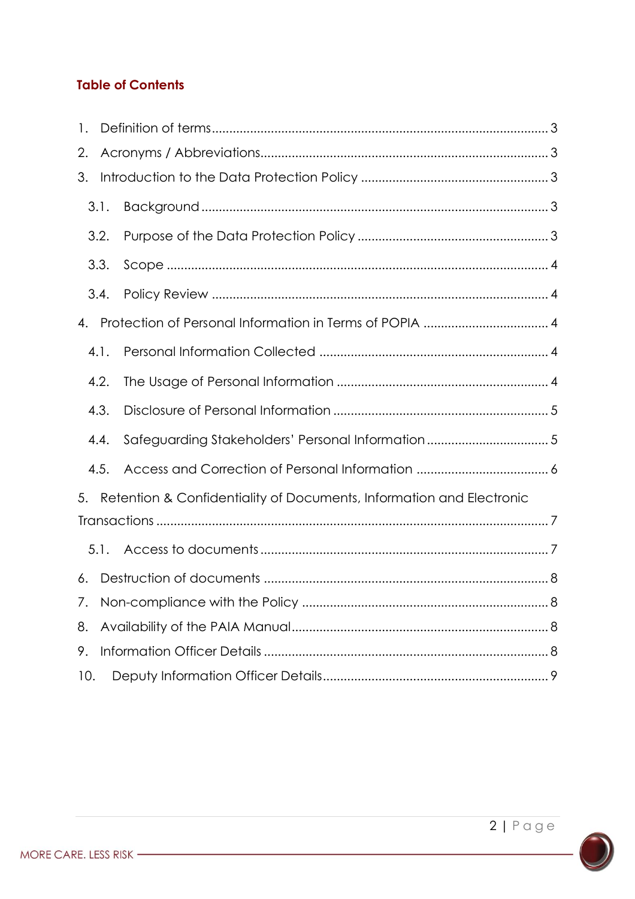## Table of Contents

1. Definition of terms ..... 3
2. Acronyms / Abbreviations ..... 3
3. Introduction to the Data Protection Policy ..... 3
   - 3.1. Background ..... 3
   - 3.2. Purpose of the Data Protection Policy ..... 3
   - 3.3. Scope ..... 4
   - 3.4. Policy Review ..... 4
4. Protection of Personal Information in Terms of POPIA ..... 4
   - 4.1. Personal Information Collected ..... 4
   - 4.2. The Usage of Personal Information ..... 4
   - 4.3. Disclosure of Personal Information ..... 5
   - 4.4. Safeguarding Stakeholders' Personal Information ..... 5
   - 4.5. Access and Correction of Personal Information ..... 6
5. Retention & Confidentiality of Documents, Information and Electronic Transactions ..... 7
   - 5.1. Access to documents ..... 7
6. Destruction of documents ..... 8
7. Non-compliance with the Policy ..... 8
8. Availability of the PAIA Manual ..... 8
9. Information Officer Details ..... 8
10. Deputy Information Officer Details ..... 9

MORE CARE. LESS RISK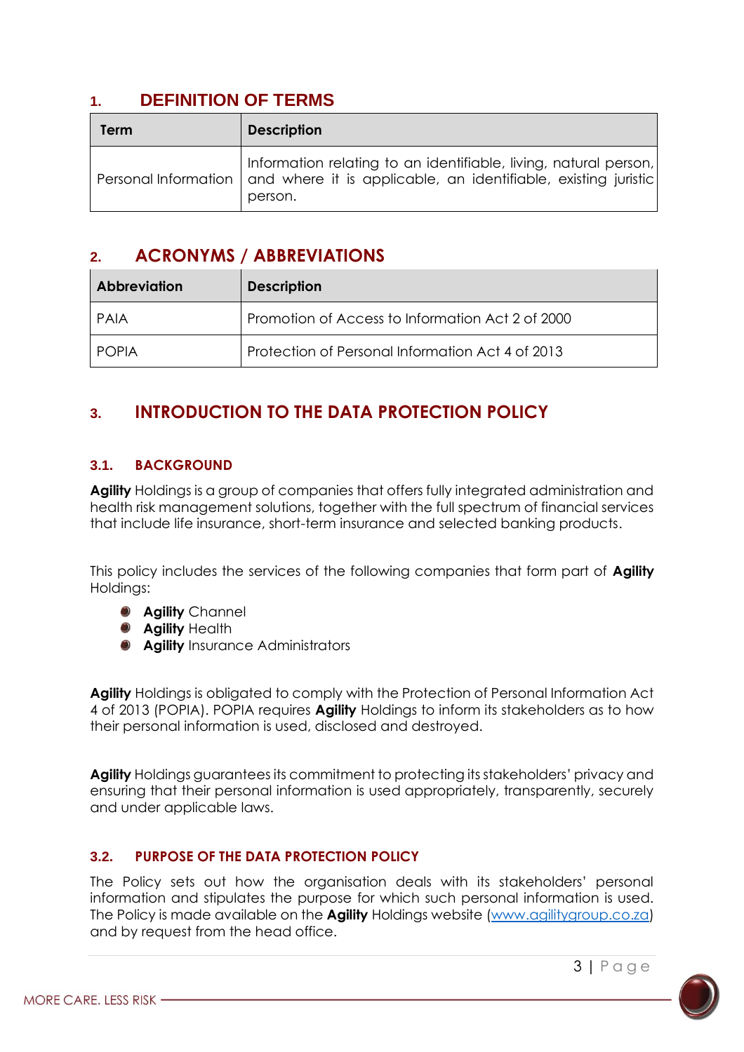## 1. DEFINITION OF TERMS

| Term | Description |
|---|---|
| Personal Information | Information relating to an identifiable, living, natural person, and where it is applicable, an identifiable, existing juristic person. |

## 2. ACRONYMS / ABBREVIATIONS

| Abbreviation | Description |
|---|---|
| PAIA | Promotion of Access to Information Act 2 of 2000 |
| POPIA | Protection of Personal Information Act 4 of 2013 |

## 3. INTRODUCTION TO THE DATA PROTECTION POLICY

### 3.1. BACKGROUND

**Agility** Holdings is a group of companies that offers fully integrated administration and health risk management solutions, together with the full spectrum of financial services that include life insurance, short-term insurance and selected banking products.

This policy includes the services of the following companies that form part of **Agility** Holdings:

- **Agility** Channel
- **Agility** Health
- **Agility** Insurance Administrators

**Agility** Holdings is obligated to comply with the Protection of Personal Information Act 4 of 2013 (POPIA). POPIA requires **Agility** Holdings to inform its stakeholders as to how their personal information is used, disclosed and destroyed.

**Agility** Holdings guarantees its commitment to protecting its stakeholders' privacy and ensuring that their personal information is used appropriately, transparently, securely and under applicable laws.

### 3.2. PURPOSE OF THE DATA PROTECTION POLICY

The Policy sets out how the organisation deals with its stakeholders' personal information and stipulates the purpose for which such personal information is used. The Policy is made available on the **Agility** Holdings website (www.agilitygroup.co.za) and by request from the head office.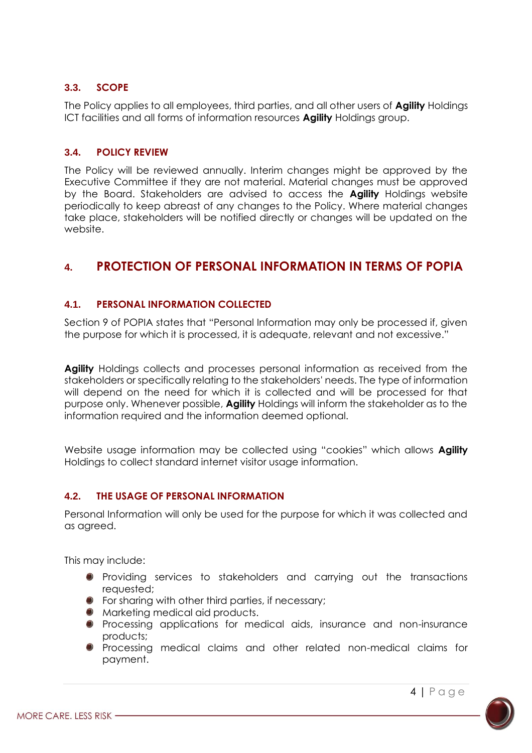### 3.3. SCOPE

The Policy applies to all employees, third parties, and all other users of **Agility** Holdings ICT facilities and all forms of information resources **Agility** Holdings group.

### 3.4. POLICY REVIEW

The Policy will be reviewed annually. Interim changes might be approved by the Executive Committee if they are not material. Material changes must be approved by the Board. Stakeholders are advised to access the **Agility** Holdings website periodically to keep abreast of any changes to the Policy. Where material changes take place, stakeholders will be notified directly or changes will be updated on the website.

## 4. PROTECTION OF PERSONAL INFORMATION IN TERMS OF POPIA

### 4.1. PERSONAL INFORMATION COLLECTED

Section 9 of POPIA states that "Personal Information may only be processed if, given the purpose for which it is processed, it is adequate, relevant and not excessive."

**Agility** Holdings collects and processes personal information as received from the stakeholders or specifically relating to the stakeholders' needs. The type of information will depend on the need for which it is collected and will be processed for that purpose only. Whenever possible, **Agility** Holdings will inform the stakeholder as to the information required and the information deemed optional.

Website usage information may be collected using "cookies" which allows **Agility** Holdings to collect standard internet visitor usage information.

### 4.2. THE USAGE OF PERSONAL INFORMATION

Personal Information will only be used for the purpose for which it was collected and as agreed.

This may include:

- Providing services to stakeholders and carrying out the transactions requested;
- For sharing with other third parties, if necessary;
- Marketing medical aid products.
- Processing applications for medical aids, insurance and non-insurance products;
- Processing medical claims and other related non-medical claims for payment.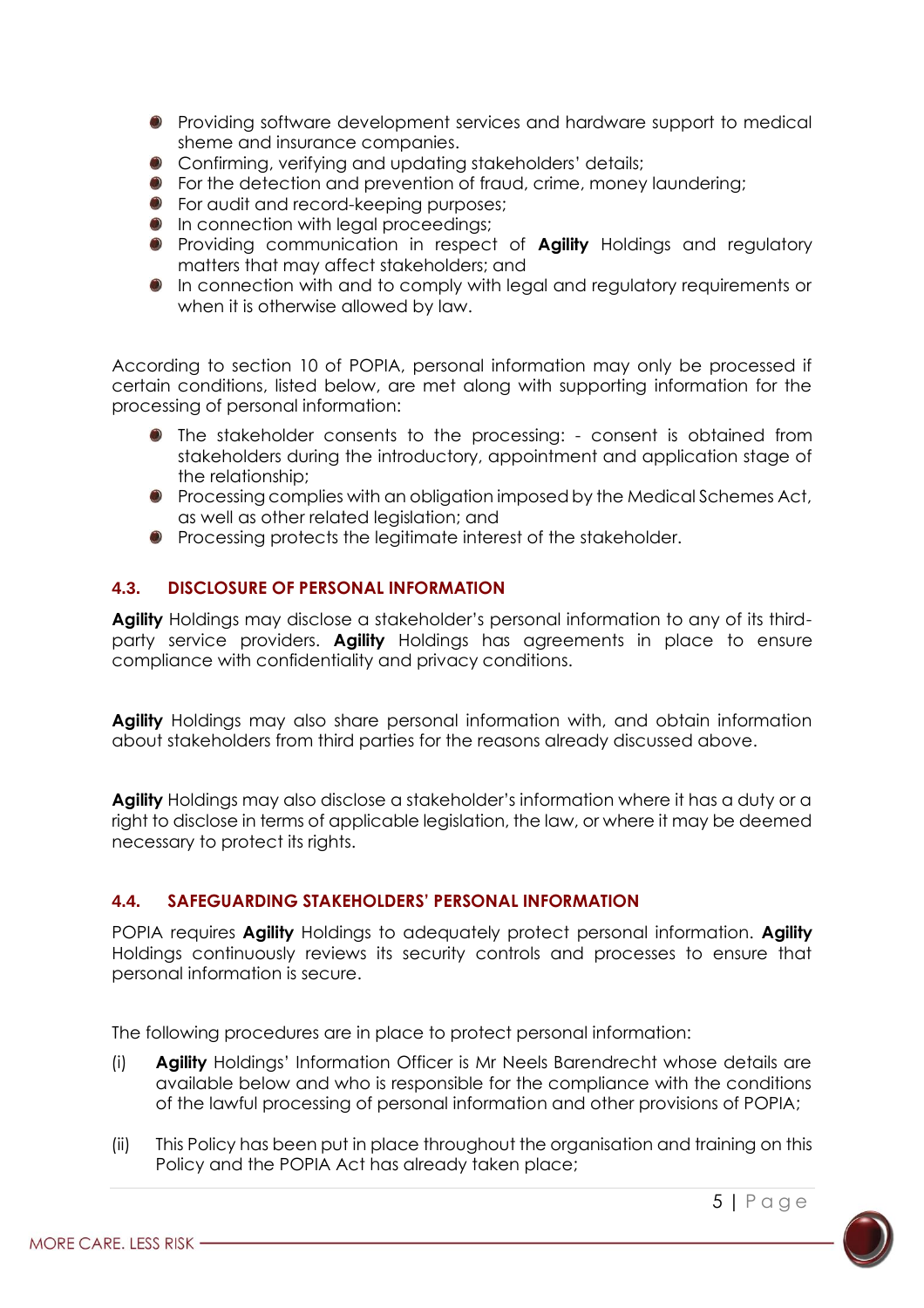- Providing software development services and hardware support to medical sheme and insurance companies.
- Confirming, verifying and updating stakeholders' details;
- For the detection and prevention of fraud, crime, money laundering;
- For audit and record-keeping purposes;
- In connection with legal proceedings;
- Providing communication in respect of **Agility** Holdings and regulatory matters that may affect stakeholders; and
- In connection with and to comply with legal and regulatory requirements or when it is otherwise allowed by law.

According to section 10 of POPIA, personal information may only be processed if certain conditions, listed below, are met along with supporting information for the processing of personal information:

- The stakeholder consents to the processing: - consent is obtained from stakeholders during the introductory, appointment and application stage of the relationship;
- Processing complies with an obligation imposed by the Medical Schemes Act, as well as other related legislation; and
- Processing protects the legitimate interest of the stakeholder.

### 4.3. DISCLOSURE OF PERSONAL INFORMATION

**Agility** Holdings may disclose a stakeholder's personal information to any of its third-party service providers. **Agility** Holdings has agreements in place to ensure compliance with confidentiality and privacy conditions.

**Agility** Holdings may also share personal information with, and obtain information about stakeholders from third parties for the reasons already discussed above.

**Agility** Holdings may also disclose a stakeholder's information where it has a duty or a right to disclose in terms of applicable legislation, the law, or where it may be deemed necessary to protect its rights.

### 4.4. SAFEGUARDING STAKEHOLDERS' PERSONAL INFORMATION

POPIA requires **Agility** Holdings to adequately protect personal information. **Agility** Holdings continuously reviews its security controls and processes to ensure that personal information is secure.

The following procedures are in place to protect personal information:

(i) **Agility** Holdings' Information Officer is Mr Neels Barendrecht whose details are available below and who is responsible for the compliance with the conditions of the lawful processing of personal information and other provisions of POPIA;

(ii) This Policy has been put in place throughout the organisation and training on this Policy and the POPIA Act has already taken place;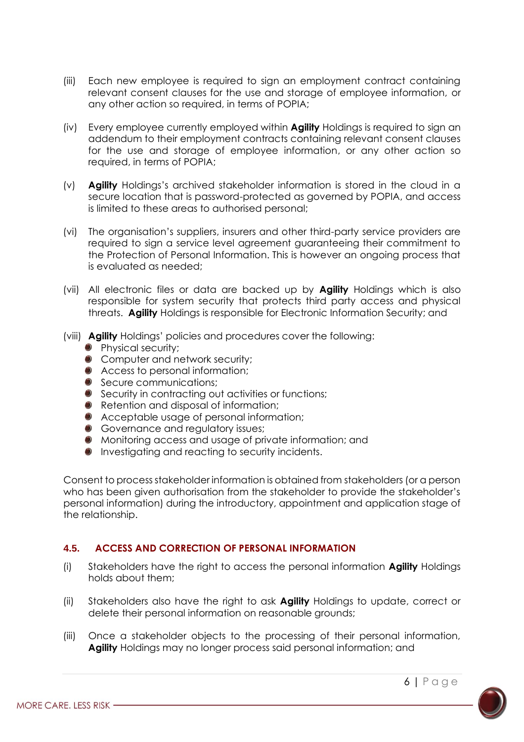(iii) Each new employee is required to sign an employment contract containing relevant consent clauses for the use and storage of employee information, or any other action so required, in terms of POPIA;

(iv) Every employee currently employed within **Agility** Holdings is required to sign an addendum to their employment contracts containing relevant consent clauses for the use and storage of employee information, or any other action so required, in terms of POPIA;

(v) **Agility** Holdings's archived stakeholder information is stored in the cloud in a secure location that is password-protected as governed by POPIA, and access is limited to these areas to authorised personal;

(vi) The organisation's suppliers, insurers and other third-party service providers are required to sign a service level agreement guaranteeing their commitment to the Protection of Personal Information. This is however an ongoing process that is evaluated as needed;

(vii) All electronic files or data are backed up by **Agility** Holdings which is also responsible for system security that protects third party access and physical threats. **Agility** Holdings is responsible for Electronic Information Security; and

(viii) **Agility** Holdings' policies and procedures cover the following:
- Physical security;
- Computer and network security;
- Access to personal information;
- Secure communications;
- Security in contracting out activities or functions;
- Retention and disposal of information;
- Acceptable usage of personal information;
- Governance and regulatory issues;
- Monitoring access and usage of private information; and
- Investigating and reacting to security incidents.

Consent to process stakeholder information is obtained from stakeholders (or a person who has been given authorisation from the stakeholder to provide the stakeholder's personal information) during the introductory, appointment and application stage of the relationship.

### 4.5. ACCESS AND CORRECTION OF PERSONAL INFORMATION

(i) Stakeholders have the right to access the personal information **Agility** Holdings holds about them;

(ii) Stakeholders also have the right to ask **Agility** Holdings to update, correct or delete their personal information on reasonable grounds;

(iii) Once a stakeholder objects to the processing of their personal information, **Agility** Holdings may no longer process said personal information; and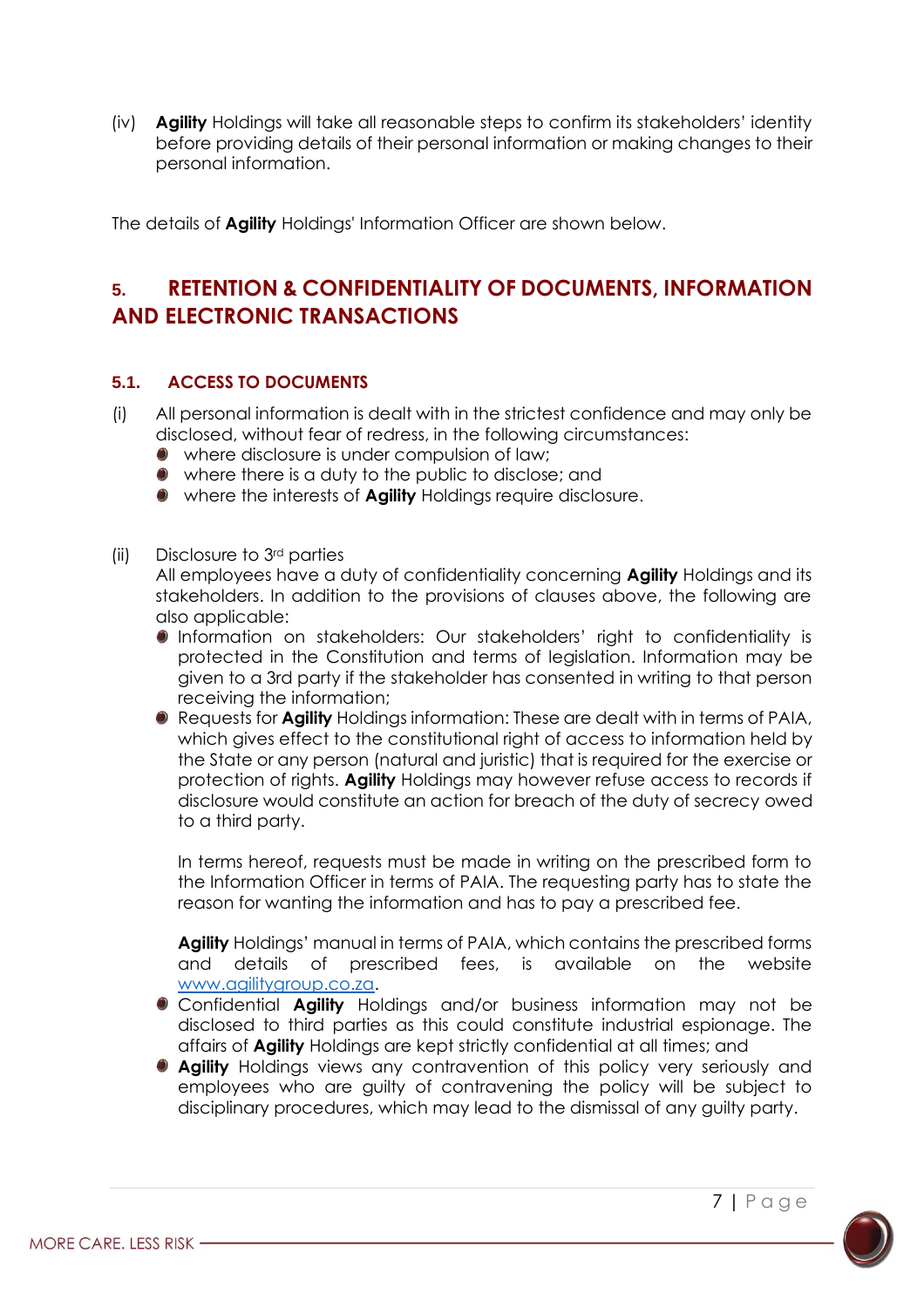(iv) **Agility** Holdings will take all reasonable steps to confirm its stakeholders' identity before providing details of their personal information or making changes to their personal information.

The details of **Agility** Holdings' Information Officer are shown below.

## 5. RETENTION & CONFIDENTIALITY OF DOCUMENTS, INFORMATION AND ELECTRONIC TRANSACTIONS

### 5.1. ACCESS TO DOCUMENTS

(i) All personal information is dealt with in the strictest confidence and may only be disclosed, without fear of redress, in the following circumstances:

- where disclosure is under compulsion of law;
- where there is a duty to the public to disclose; and
- where the interests of **Agility** Holdings require disclosure.

(ii) Disclosure to 3rd parties

All employees have a duty of confidentiality concerning **Agility** Holdings and its stakeholders. In addition to the provisions of clauses above, the following are also applicable:

- Information on stakeholders: Our stakeholders' right to confidentiality is protected in the Constitution and terms of legislation. Information may be given to a 3rd party if the stakeholder has consented in writing to that person receiving the information;
- Requests for **Agility** Holdings information: These are dealt with in terms of PAIA, which gives effect to the constitutional right of access to information held by the State or any person (natural and juristic) that is required for the exercise or protection of rights. **Agility** Holdings may however refuse access to records if disclosure would constitute an action for breach of the duty of secrecy owed to a third party.

  In terms hereof, requests must be made in writing on the prescribed form to the Information Officer in terms of PAIA. The requesting party has to state the reason for wanting the information and has to pay a prescribed fee.

  **Agility** Holdings' manual in terms of PAIA, which contains the prescribed forms and details of prescribed fees, is available on the website www.agilitygroup.co.za.
- Confidential **Agility** Holdings and/or business information may not be disclosed to third parties as this could constitute industrial espionage. The affairs of **Agility** Holdings are kept strictly confidential at all times; and
- **Agility** Holdings views any contravention of this policy very seriously and employees who are guilty of contravening the policy will be subject to disciplinary procedures, which may lead to the dismissal of any guilty party.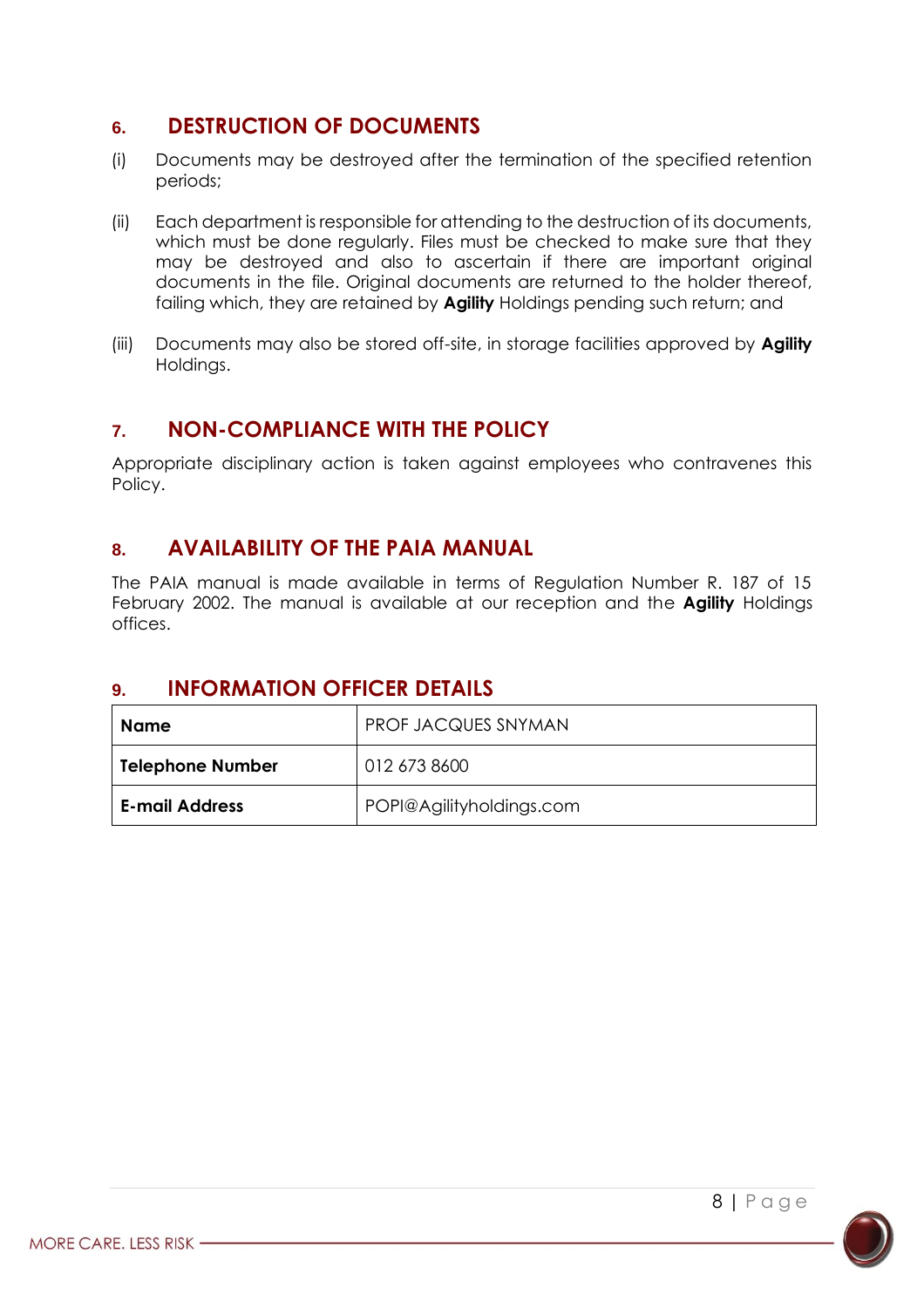## 6. DESTRUCTION OF DOCUMENTS

(i) Documents may be destroyed after the termination of the specified retention periods;

(ii) Each department is responsible for attending to the destruction of its documents, which must be done regularly. Files must be checked to make sure that they may be destroyed and also to ascertain if there are important original documents in the file. Original documents are returned to the holder thereof, failing which, they are retained by **Agility** Holdings pending such return; and

(iii) Documents may also be stored off-site, in storage facilities approved by **Agility** Holdings.

## 7. NON-COMPLIANCE WITH THE POLICY

Appropriate disciplinary action is taken against employees who contravenes this Policy.

## 8. AVAILABILITY OF THE PAIA MANUAL

The PAIA manual is made available in terms of Regulation Number R. 187 of 15 February 2002. The manual is available at our reception and the **Agility** Holdings offices.

## 9. INFORMATION OFFICER DETAILS

| | |
|---|---|
| **Name** | PROF JACQUES SNYMAN |
| **Telephone Number** | 012 673 8600 |
| **E-mail Address** | POPI@Agilityholdings.com |